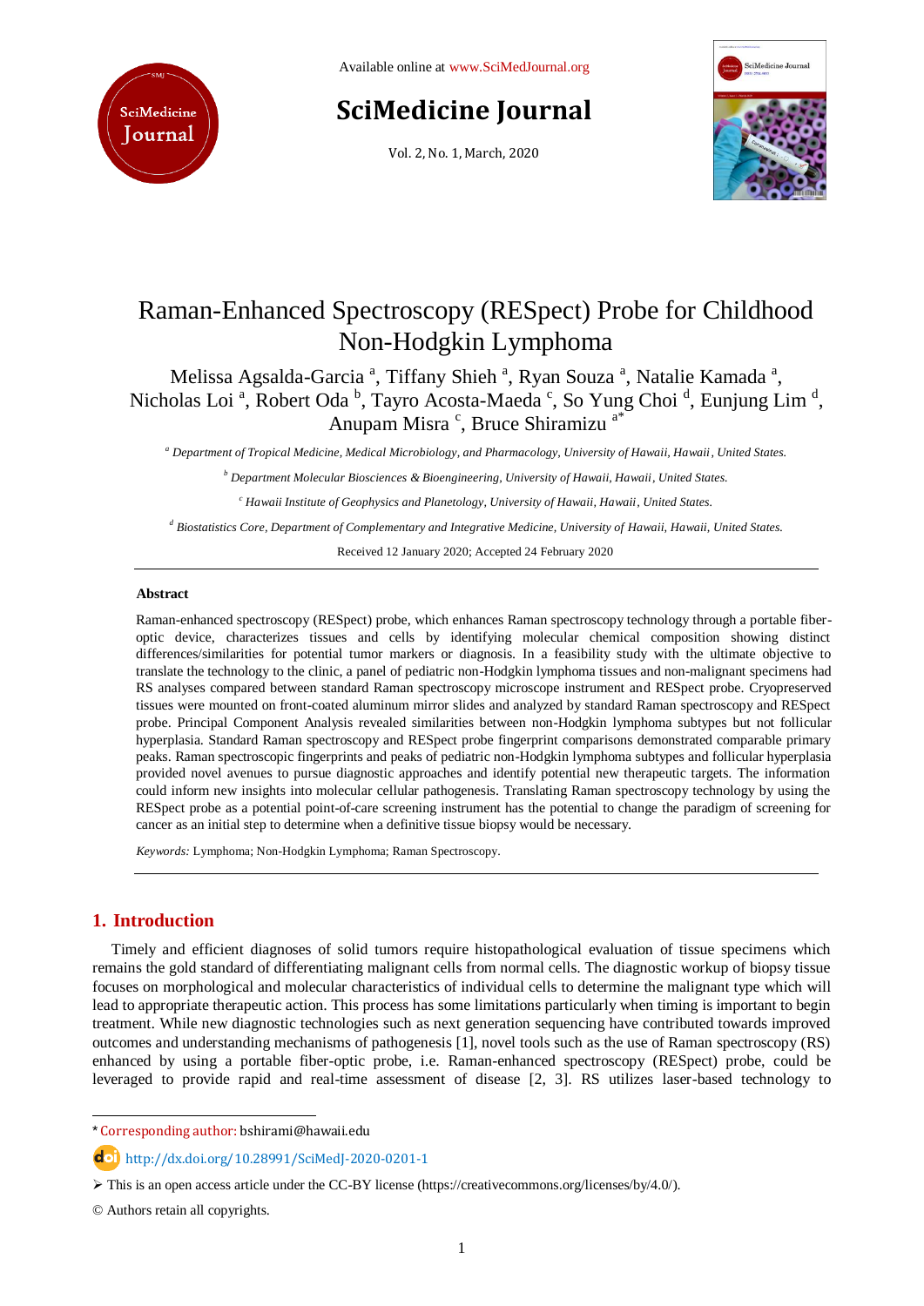Available online at www.SciMedJournal.org

# SciMedicine Journal

Vol. 2, No. 1, March, 2020

# Raman-Enhanced Spectroscopy (RESpect) Probe for Childhood Non-Hodgkin Lymphoma

Melissa Agsalda-Garcia [a], Tiffany Shieh [a], Ryan Souza [a], Natalie Kamada [a], Nicholas Loi [a], Robert Oda [b], Tayro Acosta-Maeda [c], So Yung Choi [d], Eunjung Lim [d], Anupam Misra [c], Bruce Shiramizu [a*]

[a] *Department of Tropical Medicine, Medical Microbiology, and Pharmacology, University of Hawaii, Hawaii, United States.*

[b] *Department Molecular Biosciences & Bioengineering, University of Hawaii, Hawaii, United States.*

[c] *Hawaii Institute of Geophysics and Planetology, University of Hawaii, Hawaii, United States.*

[d] *Biostatistics Core, Department of Complementary and Integrative Medicine, University of Hawaii, Hawaii, United States.*

Received 12 January 2020; Accepted 24 February 2020

---

**Abstract**

Raman-enhanced spectroscopy (RESpect) probe, which enhances Raman spectroscopy technology through a portable fiber-optic device, characterizes tissues and cells by identifying molecular chemical composition showing distinct differences/similarities for potential tumor markers or diagnosis. In a feasibility study with the ultimate objective to translate the technology to the clinic, a panel of pediatric non-Hodgkin lymphoma tissues and non-malignant specimens had RS analyses compared between standard Raman spectroscopy microscope instrument and RESpect probe. Cryopreserved tissues were mounted on front-coated aluminum mirror slides and analyzed by standard Raman spectroscopy and RESpect probe. Principal Component Analysis revealed similarities between non-Hodgkin lymphoma subtypes but not follicular hyperplasia. Standard Raman spectroscopy and RESpect probe fingerprint comparisons demonstrated comparable primary peaks. Raman spectroscopic fingerprints and peaks of pediatric non-Hodgkin lymphoma subtypes and follicular hyperplasia provided novel avenues to pursue diagnostic approaches and identify potential new therapeutic targets. The information could inform new insights into molecular cellular pathogenesis. Translating Raman spectroscopy technology by using the RESpect probe as a potential point-of-care screening instrument has the potential to change the paradigm of screening for cancer as an initial step to determine when a definitive tissue biopsy would be necessary.

*Keywords:* Lymphoma; Non-Hodgkin Lymphoma; Raman Spectroscopy.

---

## 1. Introduction

Timely and efficient diagnoses of solid tumors require histopathological evaluation of tissue specimens which remains the gold standard of differentiating malignant cells from normal cells. The diagnostic workup of biopsy tissue focuses on morphological and molecular characteristics of individual cells to determine the malignant type which will lead to appropriate therapeutic action. This process has some limitations particularly when timing is important to begin treatment. While new diagnostic technologies such as next generation sequencing have contributed towards improved outcomes and understanding mechanisms of pathogenesis [1], novel tools such as the use of Raman spectroscopy (RS) enhanced by using a portable fiber-optic probe, i.e. Raman-enhanced spectroscopy (RESpect) probe, could be leveraged to provide rapid and real-time assessment of disease [2, 3]. RS utilizes laser-based technology to

---

* Corresponding author: bshirami@hawaii.edu

http://dx.doi.org/10.28991/SciMedJ-2020-0201-1

➢ This is an open access article under the CC-BY license (https://creativecommons.org/licenses/by/4.0/).

© Authors retain all copyrights.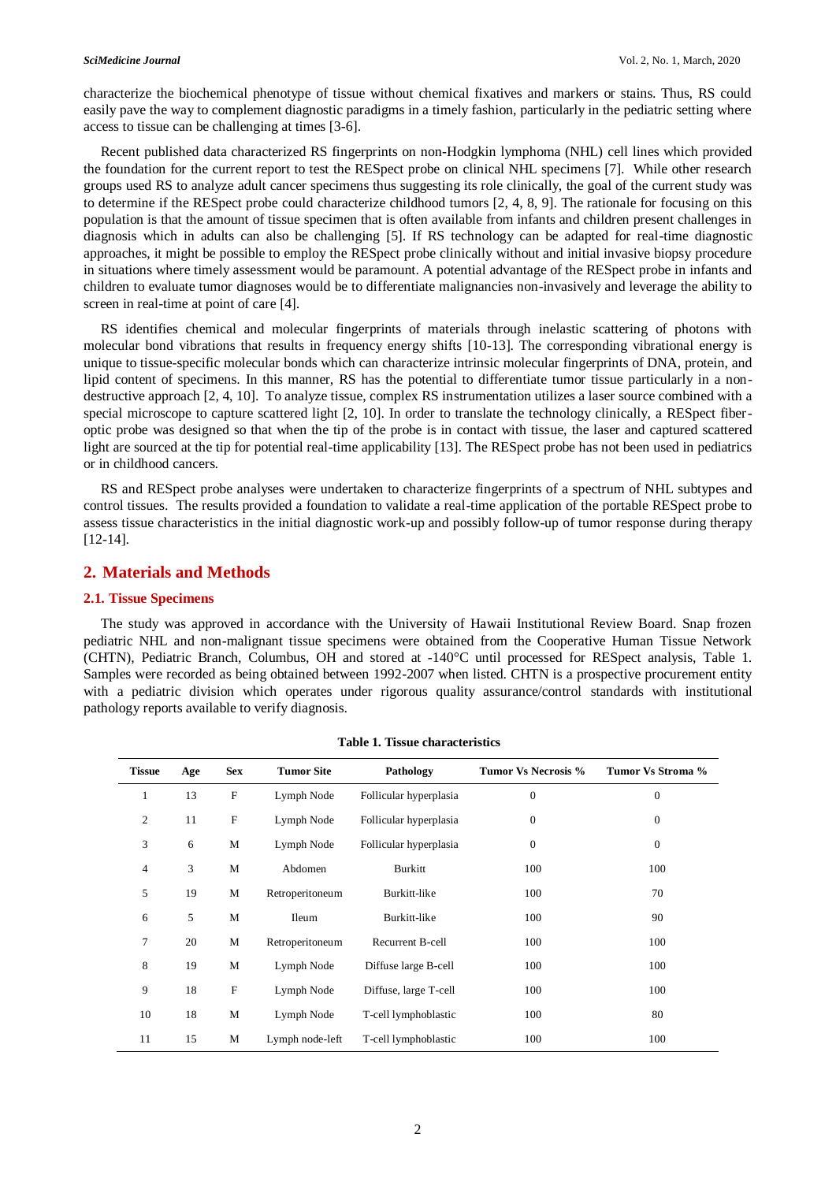characterize the biochemical phenotype of tissue without chemical fixatives and markers or stains. Thus, RS could easily pave the way to complement diagnostic paradigms in a timely fashion, particularly in the pediatric setting where access to tissue can be challenging at times [3-6].

Recent published data characterized RS fingerprints on non-Hodgkin lymphoma (NHL) cell lines which provided the foundation for the current report to test the RESpect probe on clinical NHL specimens [7]. While other research groups used RS to analyze adult cancer specimens thus suggesting its role clinically, the goal of the current study was to determine if the RESpect probe could characterize childhood tumors [2, 4, 8, 9]. The rationale for focusing on this population is that the amount of tissue specimen that is often available from infants and children present challenges in diagnosis which in adults can also be challenging [5]. If RS technology can be adapted for real-time diagnostic approaches, it might be possible to employ the RESpect probe clinically without and initial invasive biopsy procedure in situations where timely assessment would be paramount. A potential advantage of the RESpect probe in infants and children to evaluate tumor diagnoses would be to differentiate malignancies non-invasively and leverage the ability to screen in real-time at point of care [4].

RS identifies chemical and molecular fingerprints of materials through inelastic scattering of photons with molecular bond vibrations that results in frequency energy shifts [10-13]. The corresponding vibrational energy is unique to tissue-specific molecular bonds which can characterize intrinsic molecular fingerprints of DNA, protein, and lipid content of specimens. In this manner, RS has the potential to differentiate tumor tissue particularly in a non-destructive approach [2, 4, 10]. To analyze tissue, complex RS instrumentation utilizes a laser source combined with a special microscope to capture scattered light [2, 10]. In order to translate the technology clinically, a RESpect fiber-optic probe was designed so that when the tip of the probe is in contact with tissue, the laser and captured scattered light are sourced at the tip for potential real-time applicability [13]. The RESpect probe has not been used in pediatrics or in childhood cancers.

RS and RESpect probe analyses were undertaken to characterize fingerprints of a spectrum of NHL subtypes and control tissues. The results provided a foundation to validate a real-time application of the portable RESpect probe to assess tissue characteristics in the initial diagnostic work-up and possibly follow-up of tumor response during therapy [12-14].

## 2. Materials and Methods

### 2.1. Tissue Specimens

The study was approved in accordance with the University of Hawaii Institutional Review Board. Snap frozen pediatric NHL and non-malignant tissue specimens were obtained from the Cooperative Human Tissue Network (CHTN), Pediatric Branch, Columbus, OH and stored at -140°C until processed for RESpect analysis, Table 1. Samples were recorded as being obtained between 1992-2007 when listed. CHTN is a prospective procurement entity with a pediatric division which operates under rigorous quality assurance/control standards with institutional pathology reports available to verify diagnosis.

**Table 1. Tissue characteristics**

| Tissue | Age | Sex | Tumor Site | Pathology | Tumor Vs Necrosis % | Tumor Vs Stroma % |
|---|---|---|---|---|---|---|
| 1 | 13 | F | Lymph Node | Follicular hyperplasia | 0 | 0 |
| 2 | 11 | F | Lymph Node | Follicular hyperplasia | 0 | 0 |
| 3 | 6 | M | Lymph Node | Follicular hyperplasia | 0 | 0 |
| 4 | 3 | M | Abdomen | Burkitt | 100 | 100 |
| 5 | 19 | M | Retroperitoneum | Burkitt-like | 100 | 70 |
| 6 | 5 | M | Ileum | Burkitt-like | 100 | 90 |
| 7 | 20 | M | Retroperitoneum | Recurrent B-cell | 100 | 100 |
| 8 | 19 | M | Lymph Node | Diffuse large B-cell | 100 | 100 |
| 9 | 18 | F | Lymph Node | Diffuse, large T-cell | 100 | 100 |
| 10 | 18 | M | Lymph Node | T-cell lymphoblastic | 100 | 80 |
| 11 | 15 | M | Lymph node-left | T-cell lymphoblastic | 100 | 100 |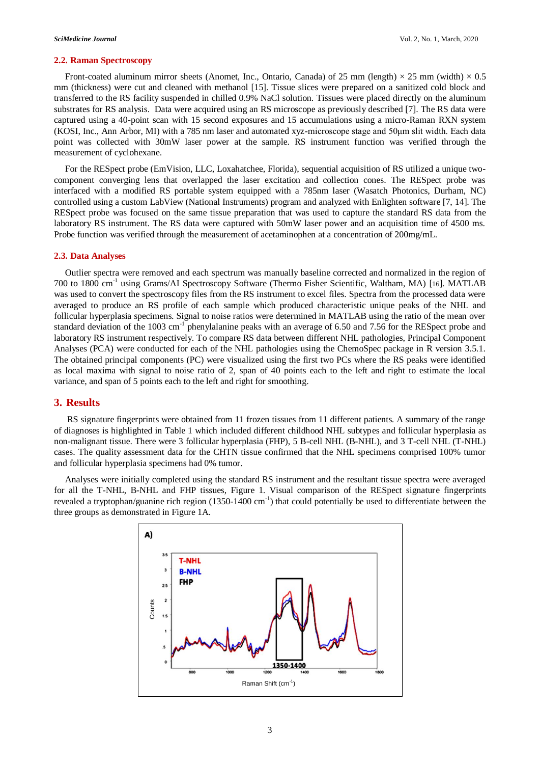### 2.2. Raman Spectroscopy

Front-coated aluminum mirror sheets (Anomet, Inc., Ontario, Canada) of 25 mm (length) × 25 mm (width) × 0.5 mm (thickness) were cut and cleaned with methanol [15]. Tissue slices were prepared on a sanitized cold block and transferred to the RS facility suspended in chilled 0.9% NaCl solution. Tissues were placed directly on the aluminum substrates for RS analysis. Data were acquired using an RS microscope as previously described [7]. The RS data were captured using a 40-point scan with 15 second exposures and 15 accumulations using a micro-Raman RXN system (KOSI, Inc., Ann Arbor, MI) with a 785 nm laser and automated xyz-microscope stage and 50μm slit width. Each data point was collected with 30mW laser power at the sample. RS instrument function was verified through the measurement of cyclohexane.

For the RESpect probe (EmVision, LLC, Loxahatchee, Florida), sequential acquisition of RS utilized a unique two-component converging lens that overlapped the laser excitation and collection cones. The RESpect probe was interfaced with a modified RS portable system equipped with a 785nm laser (Wasatch Photonics, Durham, NC) controlled using a custom LabView (National Instruments) program and analyzed with Enlighten software [7, 14]. The RESpect probe was focused on the same tissue preparation that was used to capture the standard RS data from the laboratory RS instrument. The RS data were captured with 50mW laser power and an acquisition time of 4500 ms. Probe function was verified through the measurement of acetaminophen at a concentration of 200mg/mL.

### 2.3. Data Analyses

Outlier spectra were removed and each spectrum was manually baseline corrected and normalized in the region of 700 to 1800 cm$^{-1}$ using Grams/AI Spectroscopy Software (Thermo Fisher Scientific, Waltham, MA) [16]. MATLAB was used to convert the spectroscopy files from the RS instrument to excel files. Spectra from the processed data were averaged to produce an RS profile of each sample which produced characteristic unique peaks of the NHL and follicular hyperplasia specimens. Signal to noise ratios were determined in MATLAB using the ratio of the mean over standard deviation of the 1003 cm$^{-1}$ phenylalanine peaks with an average of 6.50 and 7.56 for the RESpect probe and laboratory RS instrument respectively. To compare RS data between different NHL pathologies, Principal Component Analyses (PCA) were conducted for each of the NHL pathologies using the ChemoSpec package in R version 3.5.1. The obtained principal components (PC) were visualized using the first two PCs where the RS peaks were identified as local maxima with signal to noise ratio of 2, span of 40 points each to the left and right to estimate the local variance, and span of 5 points each to the left and right for smoothing.

## 3. Results

RS signature fingerprints were obtained from 11 frozen tissues from 11 different patients. A summary of the range of diagnoses is highlighted in Table 1 which included different childhood NHL subtypes and follicular hyperplasia as non-malignant tissue. There were 3 follicular hyperplasia (FHP), 5 B-cell NHL (B-NHL), and 3 T-cell NHL (T-NHL) cases. The quality assessment data for the CHTN tissue confirmed that the NHL specimens comprised 100% tumor and follicular hyperplasia specimens had 0% tumor.

Analyses were initially completed using the standard RS instrument and the resultant tissue spectra were averaged for all the T-NHL, B-NHL and FHP tissues, Figure 1. Visual comparison of the RESpect signature fingerprints revealed a tryptophan/guanine rich region (1350-1400 cm$^{-1}$) that could potentially be used to differentiate between the three groups as demonstrated in Figure 1A.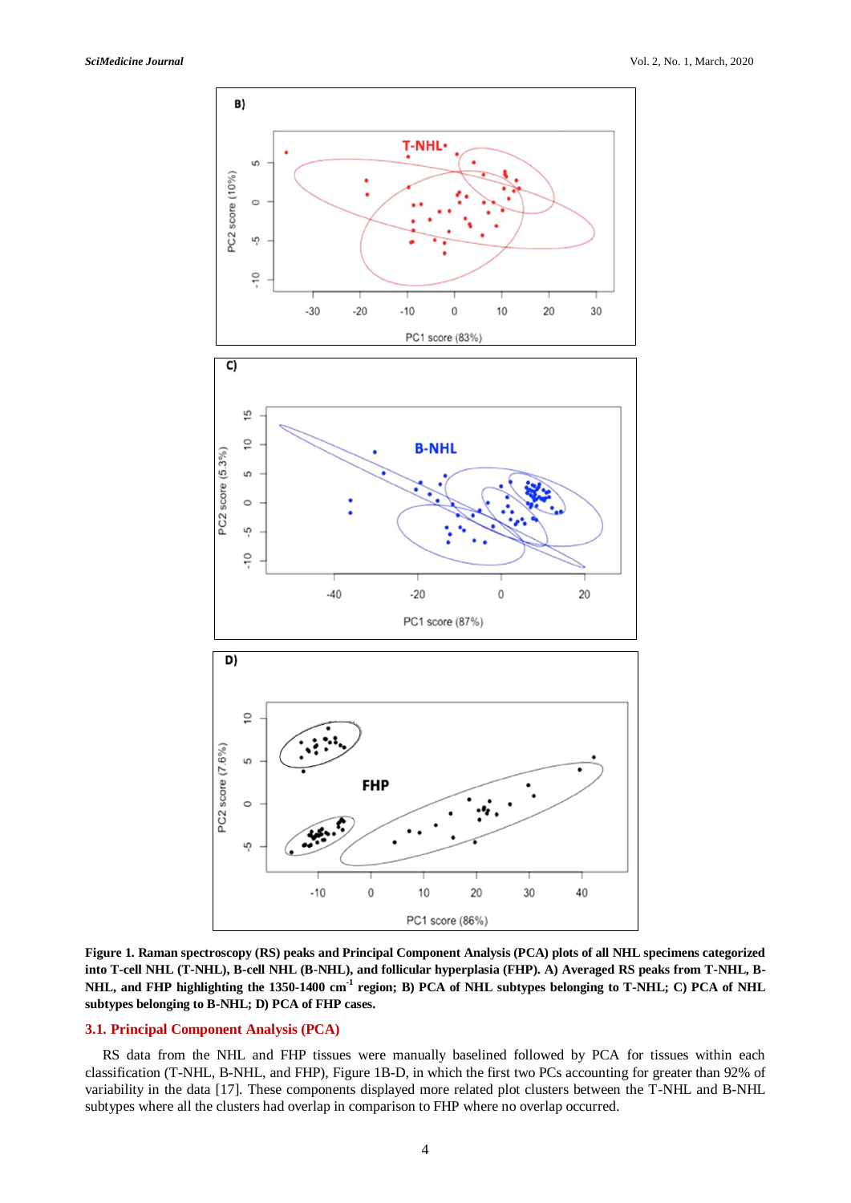**Figure 1. Raman spectroscopy (RS) peaks and Principal Component Analysis (PCA) plots of all NHL specimens categorized into T-cell NHL (T-NHL), B-cell NHL (B-NHL), and follicular hyperplasia (FHP). A) Averaged RS peaks from T-NHL, B-NHL, and FHP highlighting the 1350-1400 cm$^{-1}$ region; B) PCA of NHL subtypes belonging to T-NHL; C) PCA of NHL subtypes belonging to B-NHL; D) PCA of FHP cases.**

### 3.1. Principal Component Analysis (PCA)

RS data from the NHL and FHP tissues were manually baselined followed by PCA for tissues within each classification (T-NHL, B-NHL, and FHP), Figure 1B-D, in which the first two PCs accounting for greater than 92% of variability in the data [17]. These components displayed more related plot clusters between the T-NHL and B-NHL subtypes where all the clusters had overlap in comparison to FHP where no overlap occurred.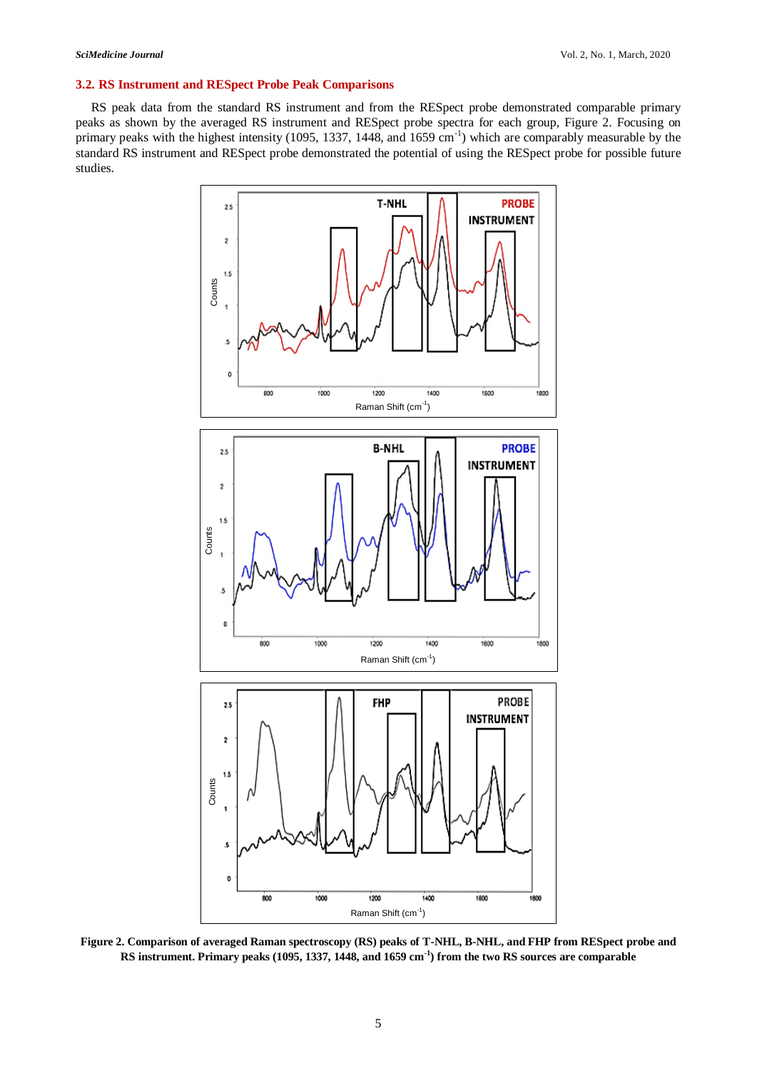### 3.2. RS Instrument and RESpect Probe Peak Comparisons

RS peak data from the standard RS instrument and from the RESpect probe demonstrated comparable primary peaks as shown by the averaged RS instrument and RESpect probe spectra for each group, Figure 2. Focusing on primary peaks with the highest intensity (1095, 1337, 1448, and 1659 $cm^{-1}$) which are comparably measurable by the standard RS instrument and RESpect probe demonstrated the potential of using the RESpect probe for possible future studies.

**Figure 2. Comparison of averaged Raman spectroscopy (RS) peaks of T-NHL, B-NHL, and FHP from RESpect probe and RS instrument. Primary peaks (1095, 1337, 1448, and 1659 $cm^{-1}$) from the two RS sources are comparable**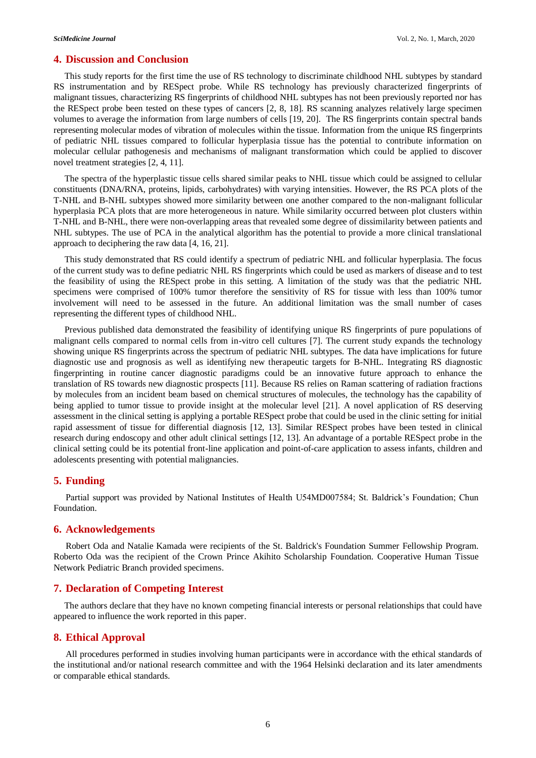## 4. Discussion and Conclusion

This study reports for the first time the use of RS technology to discriminate childhood NHL subtypes by standard RS instrumentation and by RESpect probe. While RS technology has previously characterized fingerprints of malignant tissues, characterizing RS fingerprints of childhood NHL subtypes has not been previously reported nor has the RESpect probe been tested on these types of cancers [2, 8, 18]. RS scanning analyzes relatively large specimen volumes to average the information from large numbers of cells [19, 20]. The RS fingerprints contain spectral bands representing molecular modes of vibration of molecules within the tissue. Information from the unique RS fingerprints of pediatric NHL tissues compared to follicular hyperplasia tissue has the potential to contribute information on molecular cellular pathogenesis and mechanisms of malignant transformation which could be applied to discover novel treatment strategies [2, 4, 11].

The spectra of the hyperplastic tissue cells shared similar peaks to NHL tissue which could be assigned to cellular constituents (DNA/RNA, proteins, lipids, carbohydrates) with varying intensities. However, the RS PCA plots of the T-NHL and B-NHL subtypes showed more similarity between one another compared to the non-malignant follicular hyperplasia PCA plots that are more heterogeneous in nature. While similarity occurred between plot clusters within T-NHL and B-NHL, there were non-overlapping areas that revealed some degree of dissimilarity between patients and NHL subtypes. The use of PCA in the analytical algorithm has the potential to provide a more clinical translational approach to deciphering the raw data [4, 16, 21].

This study demonstrated that RS could identify a spectrum of pediatric NHL and follicular hyperplasia. The focus of the current study was to define pediatric NHL RS fingerprints which could be used as markers of disease and to test the feasibility of using the RESpect probe in this setting. A limitation of the study was that the pediatric NHL specimens were comprised of 100% tumor therefore the sensitivity of RS for tissue with less than 100% tumor involvement will need to be assessed in the future. An additional limitation was the small number of cases representing the different types of childhood NHL.

Previous published data demonstrated the feasibility of identifying unique RS fingerprints of pure populations of malignant cells compared to normal cells from in-vitro cell cultures [7]. The current study expands the technology showing unique RS fingerprints across the spectrum of pediatric NHL subtypes. The data have implications for future diagnostic use and prognosis as well as identifying new therapeutic targets for B-NHL. Integrating RS diagnostic fingerprinting in routine cancer diagnostic paradigms could be an innovative future approach to enhance the translation of RS towards new diagnostic prospects [11]. Because RS relies on Raman scattering of radiation fractions by molecules from an incident beam based on chemical structures of molecules, the technology has the capability of being applied to tumor tissue to provide insight at the molecular level [21]. A novel application of RS deserving assessment in the clinical setting is applying a portable RESpect probe that could be used in the clinic setting for initial rapid assessment of tissue for differential diagnosis [12, 13]. Similar RESpect probes have been tested in clinical research during endoscopy and other adult clinical settings [12, 13]. An advantage of a portable RESpect probe in the clinical setting could be its potential front-line application and point-of-care application to assess infants, children and adolescents presenting with potential malignancies.

## 5. Funding

Partial support was provided by National Institutes of Health U54MD007584; St. Baldrick's Foundation; Chun Foundation.

## 6. Acknowledgements

Robert Oda and Natalie Kamada were recipients of the St. Baldrick's Foundation Summer Fellowship Program. Roberto Oda was the recipient of the Crown Prince Akihito Scholarship Foundation. Cooperative Human Tissue Network Pediatric Branch provided specimens.

## 7. Declaration of Competing Interest

The authors declare that they have no known competing financial interests or personal relationships that could have appeared to influence the work reported in this paper.

## 8. Ethical Approval

All procedures performed in studies involving human participants were in accordance with the ethical standards of the institutional and/or national research committee and with the 1964 Helsinki declaration and its later amendments or comparable ethical standards.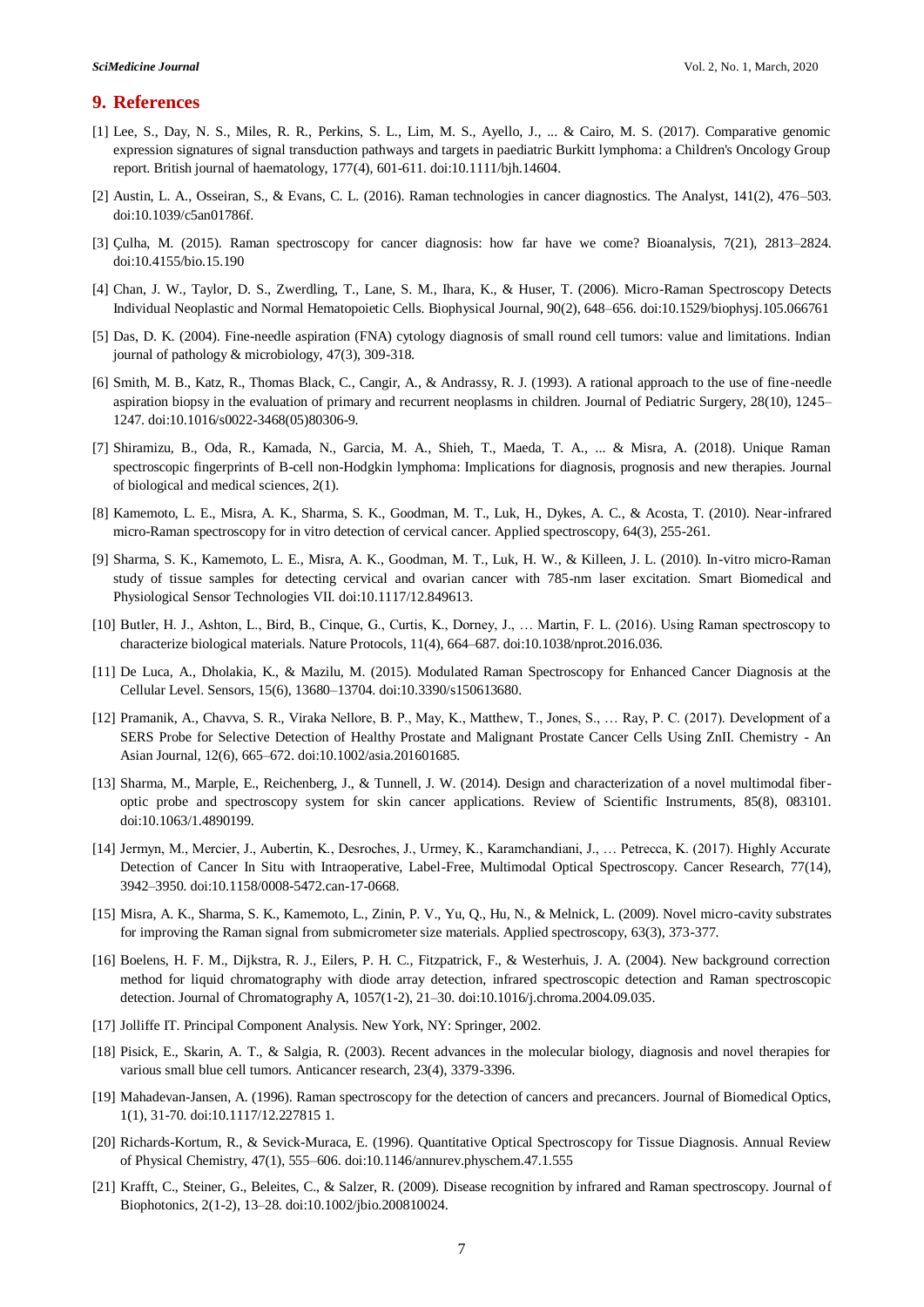## 9. References

[1] Lee, S., Day, N. S., Miles, R. R., Perkins, S. L., Lim, M. S., Ayello, J., ... & Cairo, M. S. (2017). Comparative genomic expression signatures of signal transduction pathways and targets in paediatric Burkitt lymphoma: a Children's Oncology Group report. British journal of haematology, 177(4), 601-611. doi:10.1111/bjh.14604.

[2] Austin, L. A., Osseiran, S., & Evans, C. L. (2016). Raman technologies in cancer diagnostics. The Analyst, 141(2), 476–503. doi:10.1039/c5an01786f.

[3] Çulha, M. (2015). Raman spectroscopy for cancer diagnosis: how far have we come? Bioanalysis, 7(21), 2813–2824. doi:10.4155/bio.15.190

[4] Chan, J. W., Taylor, D. S., Zwerdling, T., Lane, S. M., Ihara, K., & Huser, T. (2006). Micro-Raman Spectroscopy Detects Individual Neoplastic and Normal Hematopoietic Cells. Biophysical Journal, 90(2), 648–656. doi:10.1529/biophysj.105.066761

[5] Das, D. K. (2004). Fine-needle aspiration (FNA) cytology diagnosis of small round cell tumors: value and limitations. Indian journal of pathology & microbiology, 47(3), 309-318.

[6] Smith, M. B., Katz, R., Thomas Black, C., Cangir, A., & Andrassy, R. J. (1993). A rational approach to the use of fine-needle aspiration biopsy in the evaluation of primary and recurrent neoplasms in children. Journal of Pediatric Surgery, 28(10), 1245–1247. doi:10.1016/s0022-3468(05)80306-9.

[7] Shiramizu, B., Oda, R., Kamada, N., Garcia, M. A., Shieh, T., Maeda, T. A., ... & Misra, A. (2018). Unique Raman spectroscopic fingerprints of B-cell non-Hodgkin lymphoma: Implications for diagnosis, prognosis and new therapies. Journal of biological and medical sciences, 2(1).

[8] Kamemoto, L. E., Misra, A. K., Sharma, S. K., Goodman, M. T., Luk, H., Dykes, A. C., & Acosta, T. (2010). Near-infrared micro-Raman spectroscopy for in vitro detection of cervical cancer. Applied spectroscopy, 64(3), 255-261.

[9] Sharma, S. K., Kamemoto, L. E., Misra, A. K., Goodman, M. T., Luk, H. W., & Killeen, J. L. (2010). In-vitro micro-Raman study of tissue samples for detecting cervical and ovarian cancer with 785-nm laser excitation. Smart Biomedical and Physiological Sensor Technologies VII. doi:10.1117/12.849613.

[10] Butler, H. J., Ashton, L., Bird, B., Cinque, G., Curtis, K., Dorney, J., … Martin, F. L. (2016). Using Raman spectroscopy to characterize biological materials. Nature Protocols, 11(4), 664–687. doi:10.1038/nprot.2016.036.

[11] De Luca, A., Dholakia, K., & Mazilu, M. (2015). Modulated Raman Spectroscopy for Enhanced Cancer Diagnosis at the Cellular Level. Sensors, 15(6), 13680–13704. doi:10.3390/s150613680.

[12] Pramanik, A., Chavva, S. R., Viraka Nellore, B. P., May, K., Matthew, T., Jones, S., … Ray, P. C. (2017). Development of a SERS Probe for Selective Detection of Healthy Prostate and Malignant Prostate Cancer Cells Using ZnII. Chemistry - An Asian Journal, 12(6), 665–672. doi:10.1002/asia.201601685.

[13] Sharma, M., Marple, E., Reichenberg, J., & Tunnell, J. W. (2014). Design and characterization of a novel multimodal fiber-optic probe and spectroscopy system for skin cancer applications. Review of Scientific Instruments, 85(8), 083101. doi:10.1063/1.4890199.

[14] Jermyn, M., Mercier, J., Aubertin, K., Desroches, J., Urmey, K., Karamchandiani, J., … Petrecca, K. (2017). Highly Accurate Detection of Cancer In Situ with Intraoperative, Label-Free, Multimodal Optical Spectroscopy. Cancer Research, 77(14), 3942–3950. doi:10.1158/0008-5472.can-17-0668.

[15] Misra, A. K., Sharma, S. K., Kamemoto, L., Zinin, P. V., Yu, Q., Hu, N., & Melnick, L. (2009). Novel micro-cavity substrates for improving the Raman signal from submicrometer size materials. Applied spectroscopy, 63(3), 373-377.

[16] Boelens, H. F. M., Dijkstra, R. J., Eilers, P. H. C., Fitzpatrick, F., & Westerhuis, J. A. (2004). New background correction method for liquid chromatography with diode array detection, infrared spectroscopic detection and Raman spectroscopic detection. Journal of Chromatography A, 1057(1-2), 21–30. doi:10.1016/j.chroma.2004.09.035.

[17] Jolliffe IT. Principal Component Analysis. New York, NY: Springer, 2002.

[18] Pisick, E., Skarin, A. T., & Salgia, R. (2003). Recent advances in the molecular biology, diagnosis and novel therapies for various small blue cell tumors. Anticancer research, 23(4), 3379-3396.

[19] Mahadevan-Jansen, A. (1996). Raman spectroscopy for the detection of cancers and precancers. Journal of Biomedical Optics, 1(1), 31-70. doi:10.1117/12.227815 1.

[20] Richards-Kortum, R., & Sevick-Muraca, E. (1996). Quantitative Optical Spectroscopy for Tissue Diagnosis. Annual Review of Physical Chemistry, 47(1), 555–606. doi:10.1146/annurev.physchem.47.1.555

[21] Krafft, C., Steiner, G., Beleites, C., & Salzer, R. (2009). Disease recognition by infrared and Raman spectroscopy. Journal of Biophotonics, 2(1-2), 13–28. doi:10.1002/jbio.200810024.